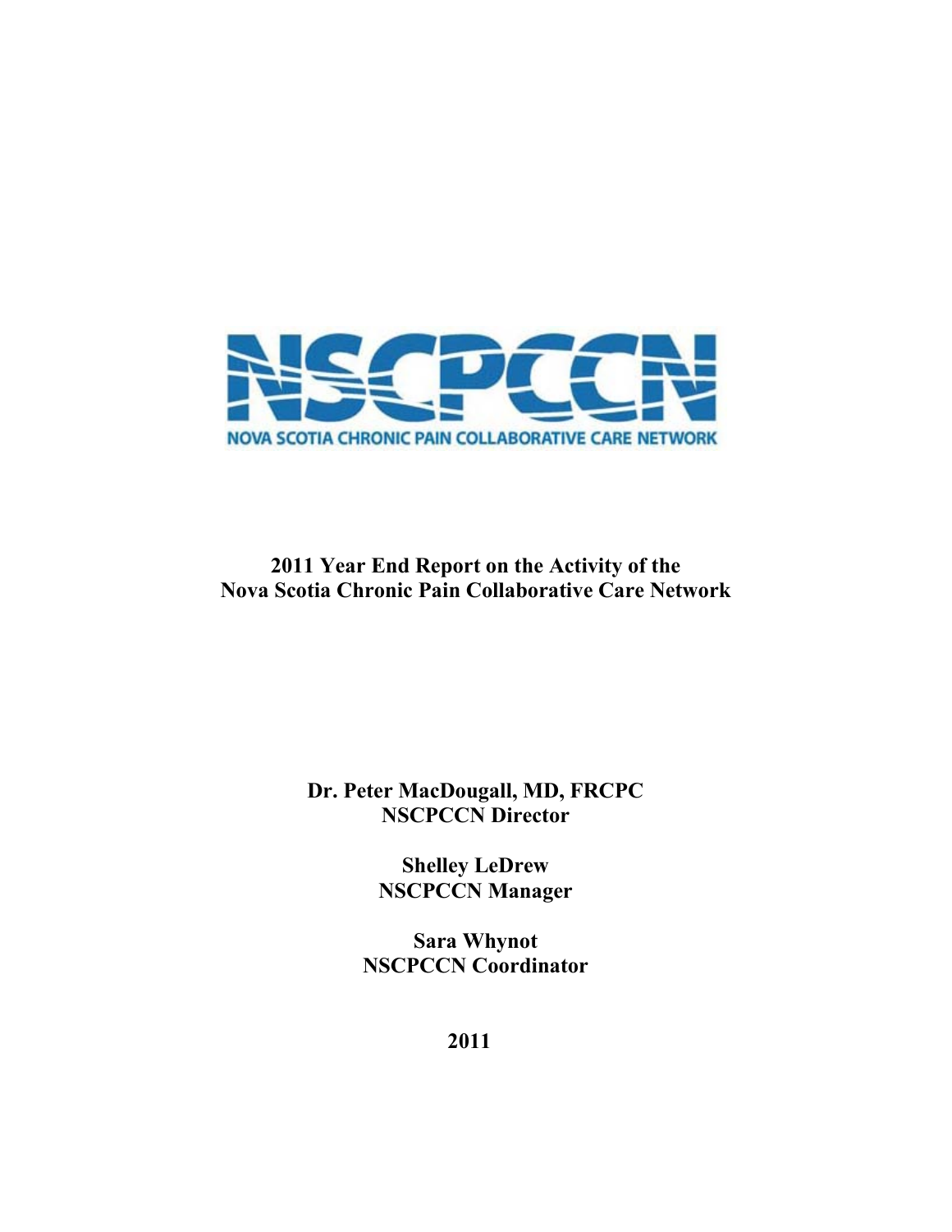NSCPCCN

NOVA SCOTIA CHRONIC PAIN COLLABORATIVE CARE NETWORK

# 2011 Year End Report on the Activity of the Nova Scotia Chronic Pain Collaborative Care Network

**Dr. Peter MacDougall, MD, FRCPC**
**NSCPCCN Director**

**Shelley LeDrew**
**NSCPCCN Manager**

**Sara Whynot**
**NSCPCCN Coordinator**

**2011**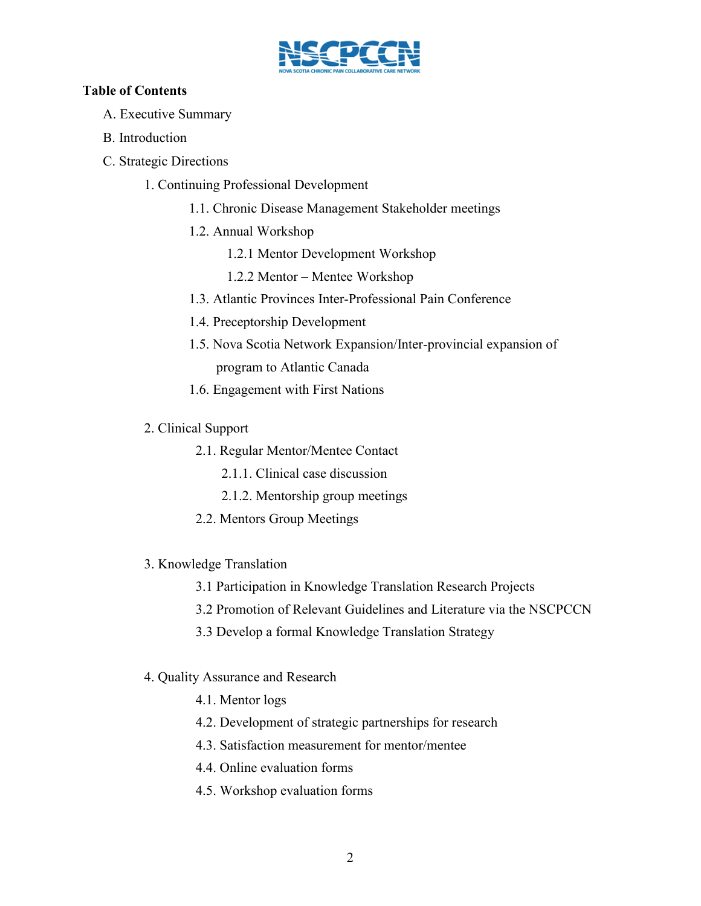**Table of Contents**

- A. Executive Summary
- B. Introduction
- C. Strategic Directions
  - 1. Continuing Professional Development
    - 1.1. Chronic Disease Management Stakeholder meetings
    - 1.2. Annual Workshop
      - 1.2.1 Mentor Development Workshop
      - 1.2.2 Mentor – Mentee Workshop
    - 1.3. Atlantic Provinces Inter-Professional Pain Conference
    - 1.4. Preceptorship Development
    - 1.5. Nova Scotia Network Expansion/Inter-provincial expansion of program to Atlantic Canada
    - 1.6. Engagement with First Nations
  - 2. Clinical Support
    - 2.1. Regular Mentor/Mentee Contact
      - 2.1.1. Clinical case discussion
      - 2.1.2. Mentorship group meetings
    - 2.2. Mentors Group Meetings
  - 3. Knowledge Translation
    - 3.1 Participation in Knowledge Translation Research Projects
    - 3.2 Promotion of Relevant Guidelines and Literature via the NSCPCCN
    - 3.3 Develop a formal Knowledge Translation Strategy
  - 4. Quality Assurance and Research
    - 4.1. Mentor logs
    - 4.2. Development of strategic partnerships for research
    - 4.3. Satisfaction measurement for mentor/mentee
    - 4.4. Online evaluation forms
    - 4.5. Workshop evaluation forms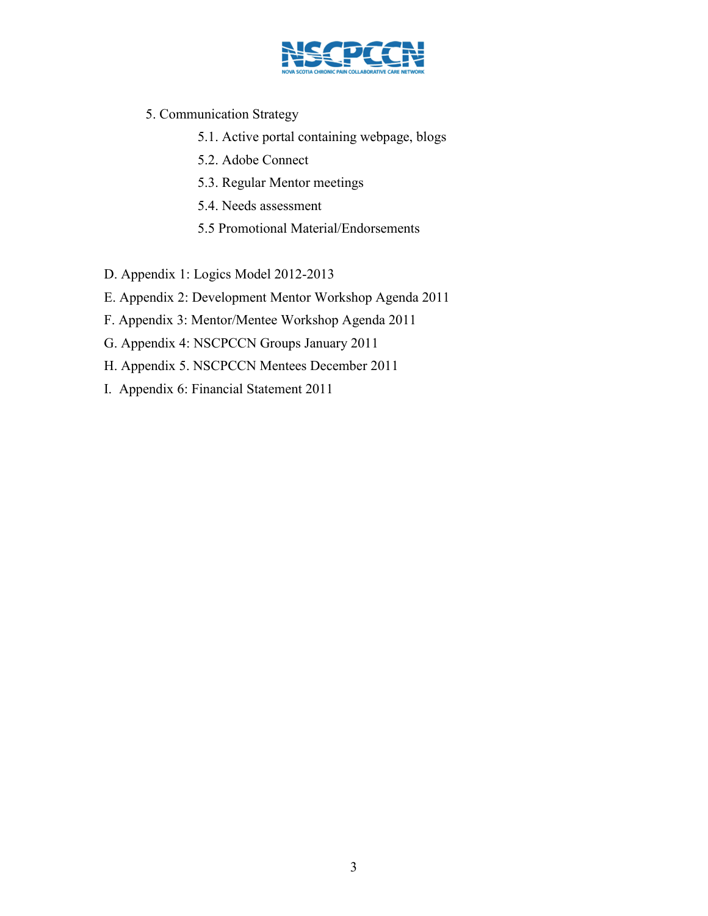5. Communication Strategy

    5.1. Active portal containing webpage, blogs

    5.2. Adobe Connect

    5.3. Regular Mentor meetings

    5.4. Needs assessment

    5.5 Promotional Material/Endorsements

D. Appendix 1: Logics Model 2012-2013

E. Appendix 2: Development Mentor Workshop Agenda 2011

F. Appendix 3: Mentor/Mentee Workshop Agenda 2011

G. Appendix 4: NSCPCCN Groups January 2011

H. Appendix 5. NSCPCCN Mentees December 2011

I. Appendix 6: Financial Statement 2011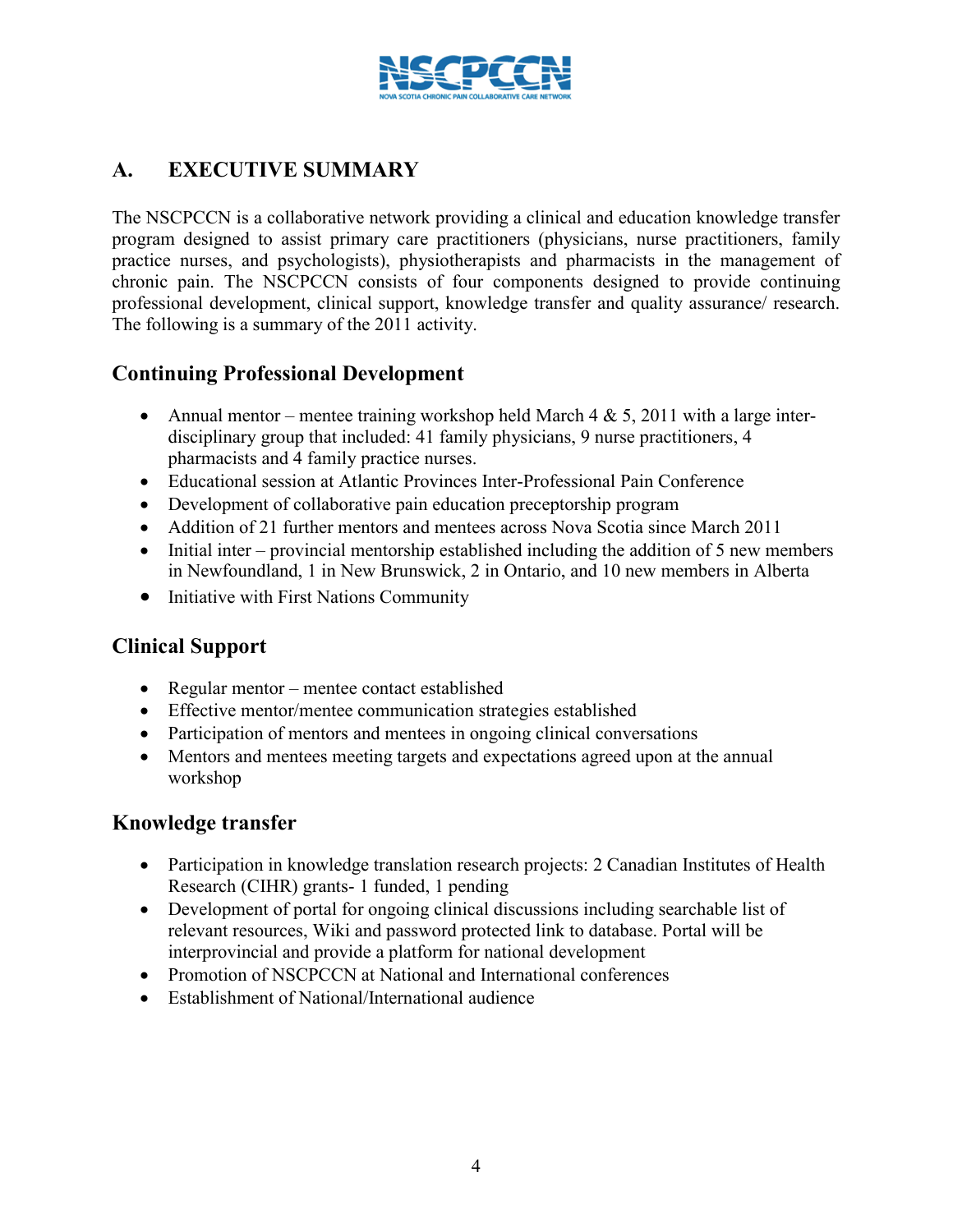## A. EXECUTIVE SUMMARY

The NSCPCCN is a collaborative network providing a clinical and education knowledge transfer program designed to assist primary care practitioners (physicians, nurse practitioners, family practice nurses, and psychologists), physiotherapists and pharmacists in the management of chronic pain. The NSCPCCN consists of four components designed to provide continuing professional development, clinical support, knowledge transfer and quality assurance/ research. The following is a summary of the 2011 activity.

### Continuing Professional Development

- Annual mentor – mentee training workshop held March 4 & 5, 2011 with a large inter-disciplinary group that included: 41 family physicians, 9 nurse practitioners, 4 pharmacists and 4 family practice nurses.
- Educational session at Atlantic Provinces Inter-Professional Pain Conference
- Development of collaborative pain education preceptorship program
- Addition of 21 further mentors and mentees across Nova Scotia since March 2011
- Initial inter – provincial mentorship established including the addition of 5 new members in Newfoundland, 1 in New Brunswick, 2 in Ontario, and 10 new members in Alberta
- Initiative with First Nations Community

### Clinical Support

- Regular mentor – mentee contact established
- Effective mentor/mentee communication strategies established
- Participation of mentors and mentees in ongoing clinical conversations
- Mentors and mentees meeting targets and expectations agreed upon at the annual workshop

### Knowledge transfer

- Participation in knowledge translation research projects: 2 Canadian Institutes of Health Research (CIHR) grants- 1 funded, 1 pending
- Development of portal for ongoing clinical discussions including searchable list of relevant resources, Wiki and password protected link to database. Portal will be interprovincial and provide a platform for national development
- Promotion of NSCPCCN at National and International conferences
- Establishment of National/International audience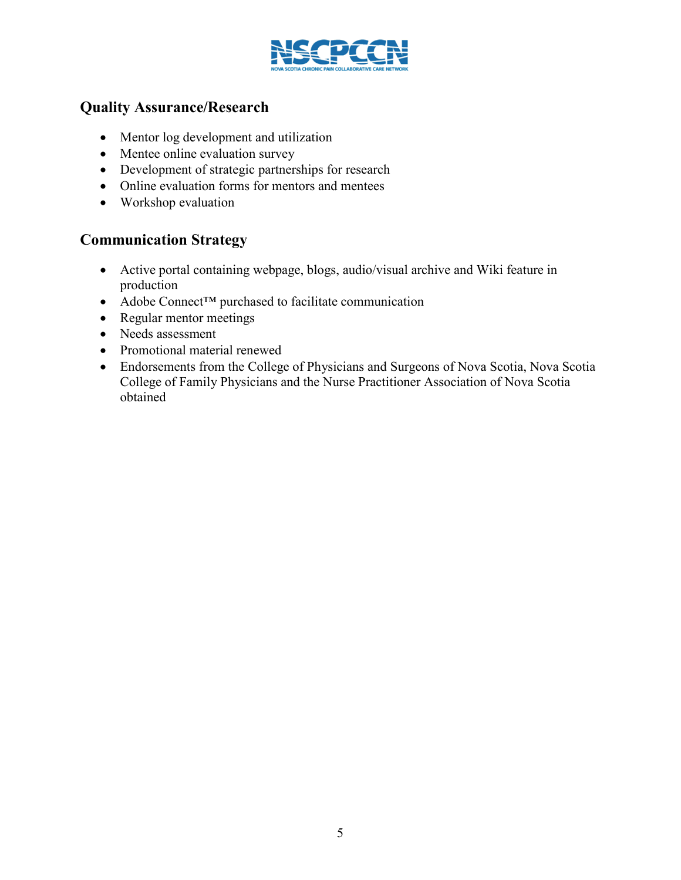## Quality Assurance/Research

- Mentor log development and utilization
- Mentee online evaluation survey
- Development of strategic partnerships for research
- Online evaluation forms for mentors and mentees
- Workshop evaluation

## Communication Strategy

- Active portal containing webpage, blogs, audio/visual archive and Wiki feature in production
- Adobe Connect™ purchased to facilitate communication
- Regular mentor meetings
- Needs assessment
- Promotional material renewed
- Endorsements from the College of Physicians and Surgeons of Nova Scotia, Nova Scotia College of Family Physicians and the Nurse Practitioner Association of Nova Scotia obtained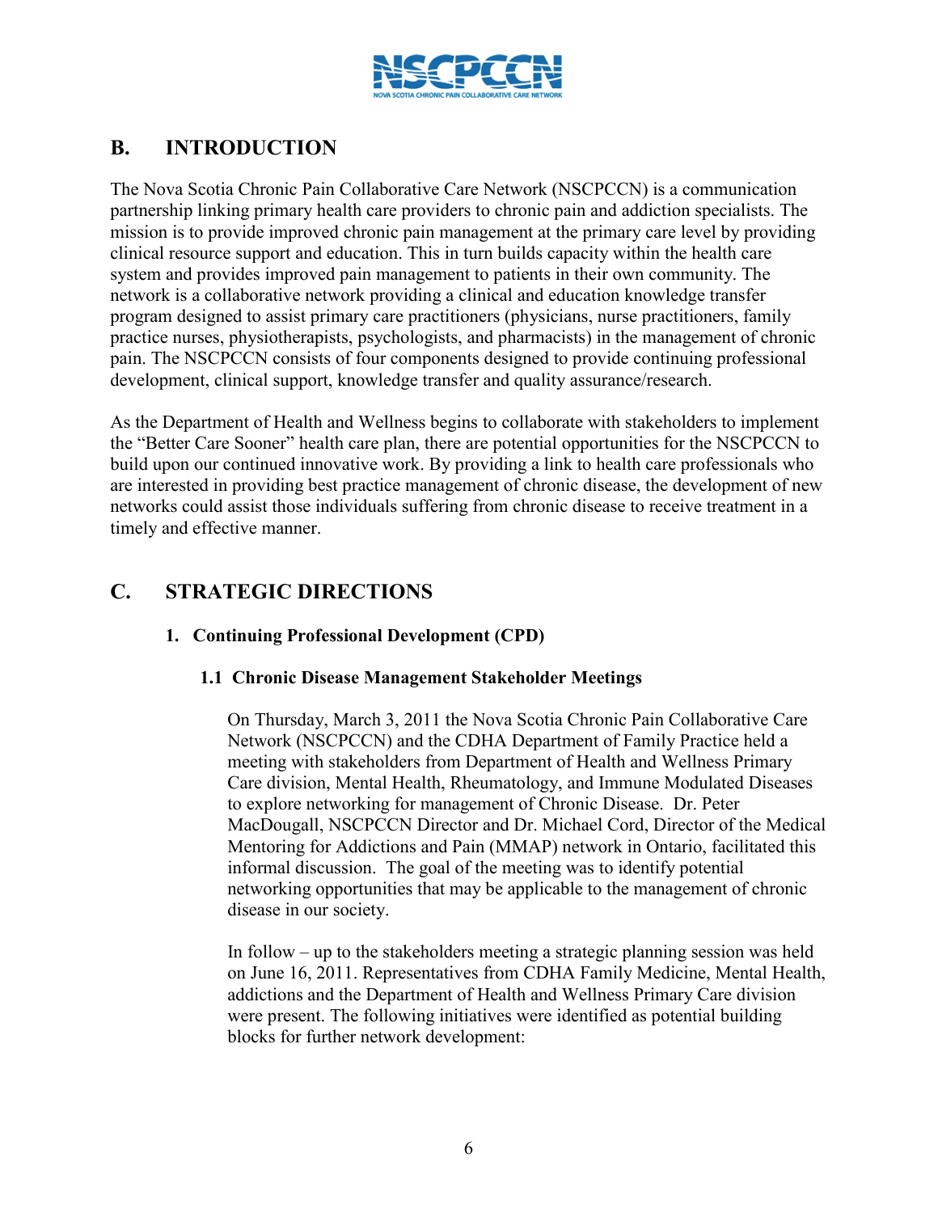## B. INTRODUCTION

The Nova Scotia Chronic Pain Collaborative Care Network (NSCPCCN) is a communication partnership linking primary health care providers to chronic pain and addiction specialists. The mission is to provide improved chronic pain management at the primary care level by providing clinical resource support and education. This in turn builds capacity within the health care system and provides improved pain management to patients in their own community. The network is a collaborative network providing a clinical and education knowledge transfer program designed to assist primary care practitioners (physicians, nurse practitioners, family practice nurses, physiotherapists, psychologists, and pharmacists) in the management of chronic pain. The NSCPCCN consists of four components designed to provide continuing professional development, clinical support, knowledge transfer and quality assurance/research.

As the Department of Health and Wellness begins to collaborate with stakeholders to implement the "Better Care Sooner" health care plan, there are potential opportunities for the NSCPCCN to build upon our continued innovative work. By providing a link to health care professionals who are interested in providing best practice management of chronic disease, the development of new networks could assist those individuals suffering from chronic disease to receive treatment in a timely and effective manner.

## C. STRATEGIC DIRECTIONS

### 1. Continuing Professional Development (CPD)

#### 1.1 Chronic Disease Management Stakeholder Meetings

On Thursday, March 3, 2011 the Nova Scotia Chronic Pain Collaborative Care Network (NSCPCCN) and the CDHA Department of Family Practice held a meeting with stakeholders from Department of Health and Wellness Primary Care division, Mental Health, Rheumatology, and Immune Modulated Diseases to explore networking for management of Chronic Disease. Dr. Peter MacDougall, NSCPCCN Director and Dr. Michael Cord, Director of the Medical Mentoring for Addictions and Pain (MMAP) network in Ontario, facilitated this informal discussion. The goal of the meeting was to identify potential networking opportunities that may be applicable to the management of chronic disease in our society.

In follow – up to the stakeholders meeting a strategic planning session was held on June 16, 2011. Representatives from CDHA Family Medicine, Mental Health, addictions and the Department of Health and Wellness Primary Care division were present. The following initiatives were identified as potential building blocks for further network development: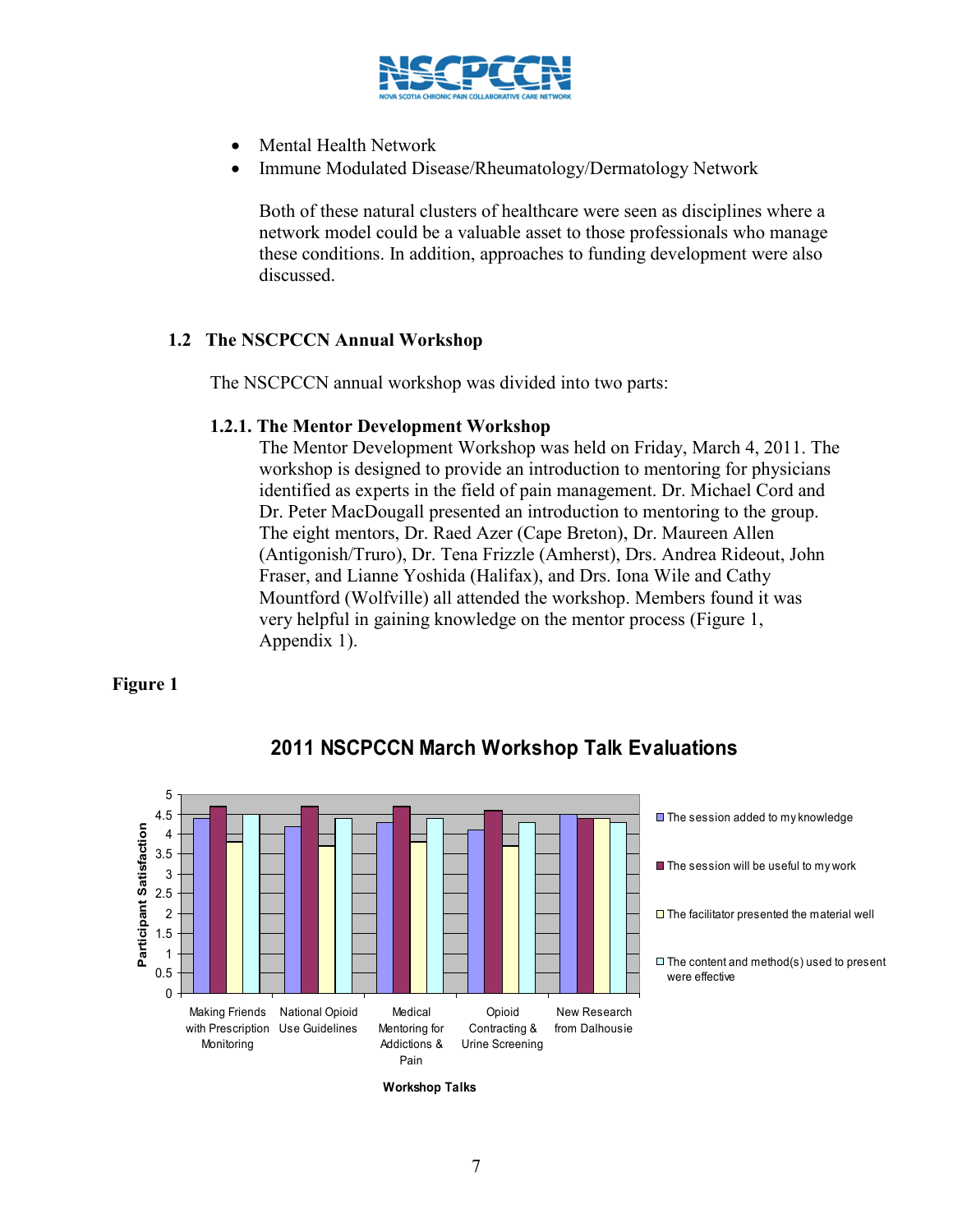- Mental Health Network
- Immune Modulated Disease/Rheumatology/Dermatology Network

Both of these natural clusters of healthcare were seen as disciplines where a network model could be a valuable asset to those professionals who manage these conditions. In addition, approaches to funding development were also discussed.

## 1.2 The NSCPCCN Annual Workshop

The NSCPCCN annual workshop was divided into two parts:

### 1.2.1. The Mentor Development Workshop

The Mentor Development Workshop was held on Friday, March 4, 2011. The workshop is designed to provide an introduction to mentoring for physicians identified as experts in the field of pain management. Dr. Michael Cord and Dr. Peter MacDougall presented an introduction to mentoring to the group. The eight mentors, Dr. Raed Azer (Cape Breton), Dr. Maureen Allen (Antigonish/Truro), Dr. Tena Frizzle (Amherst), Drs. Andrea Rideout, John Fraser, and Lianne Yoshida (Halifax), and Drs. Iona Wile and Cathy Mountford (Wolfville) all attended the workshop. Members found it was very helpful in gaining knowledge on the mentor process (Figure 1, Appendix 1).

**Figure 1**

**2011 NSCPCCN March Workshop Talk Evaluations**

Participant Satisfaction (approximate values read from chart)

| Workshop Talks | The session added to my knowledge | The session will be useful to my work | The facilitator presented the material well | The content and method(s) used to present were effective |
|---|---|---|---|---|
| Making Friends with Prescription Monitoring | 4.4 | 4.7 | 3.8 | 4.5 |
| National Opioid Use Guidelines | 4.2 | 4.7 | 3.7 | 4.4 |
| Medical Mentoring for Addictions & Pain | 4.3 | 4.7 | 3.8 | 4.4 |
| Opioid Contracting & Urine Screening | 4.1 | 4.6 | 3.7 | 4.3 |
| New Research from Dalhousie | 4.5 | 4.4 | 4.4 | 4.3 |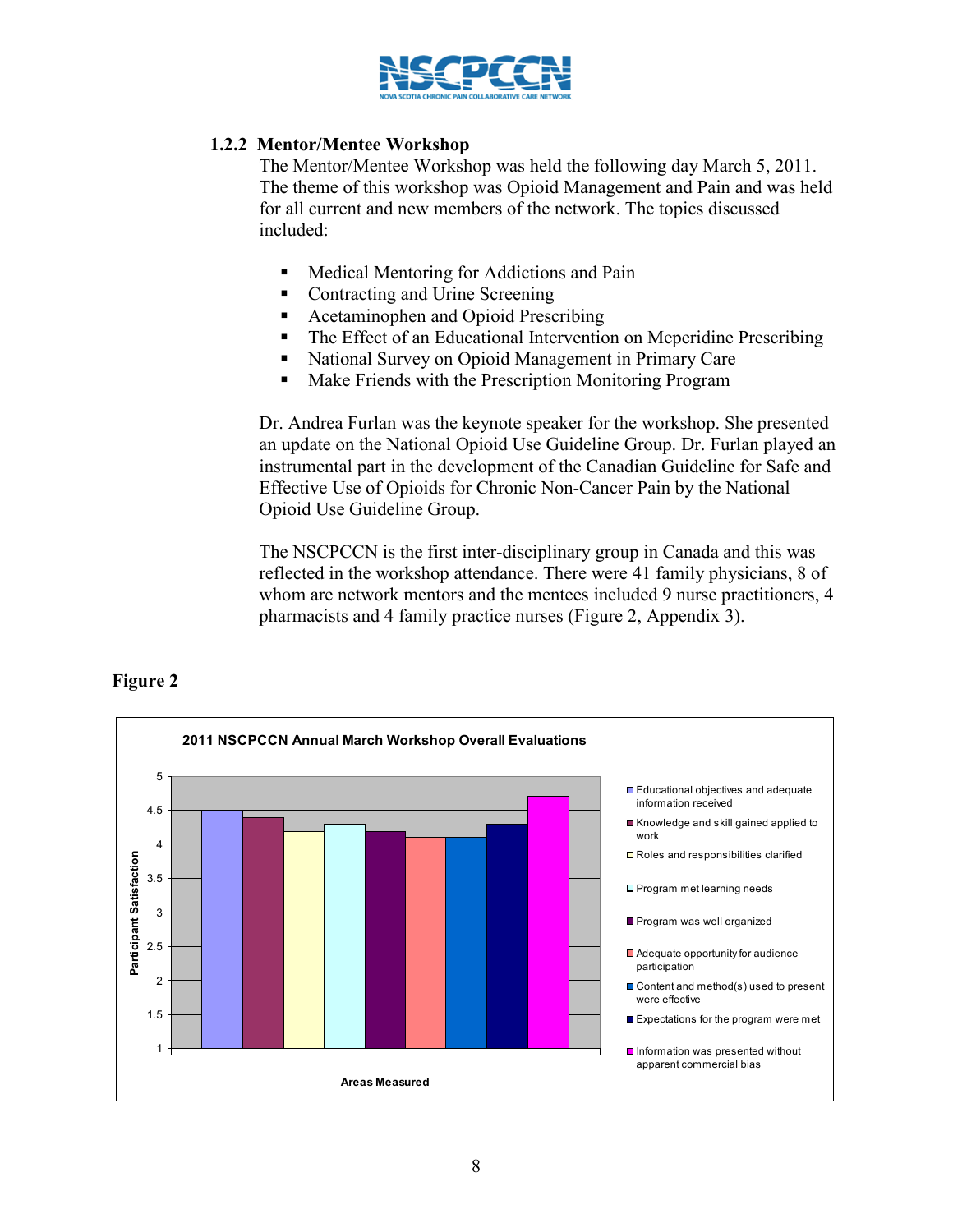### 1.2.2 Mentor/Mentee Workshop

The Mentor/Mentee Workshop was held the following day March 5, 2011. The theme of this workshop was Opioid Management and Pain and was held for all current and new members of the network. The topics discussed included:

- Medical Mentoring for Addictions and Pain
- Contracting and Urine Screening
- Acetaminophen and Opioid Prescribing
- The Effect of an Educational Intervention on Meperidine Prescribing
- National Survey on Opioid Management in Primary Care
- Make Friends with the Prescription Monitoring Program

Dr. Andrea Furlan was the keynote speaker for the workshop. She presented an update on the National Opioid Use Guideline Group. Dr. Furlan played an instrumental part in the development of the Canadian Guideline for Safe and Effective Use of Opioids for Chronic Non-Cancer Pain by the National Opioid Use Guideline Group.

The NSCPCCN is the first inter-disciplinary group in Canada and this was reflected in the workshop attendance. There were 41 family physicians, 8 of whom are network mentors and the mentees included 9 nurse practitioners, 4 pharmacists and 4 family practice nurses (Figure 2, Appendix 3).

**Figure 2**

2011 NSCPCCN Annual March Workshop Overall Evaluations

| Areas Measured | Participant Satisfaction |
|---|---|
| Educational objectives and adequate information received | 4.5 |
| Knowledge and skill gained applied to work | 4.4 |
| Roles and responsibilities clarified | 4.2 |
| Program met learning needs | 4.3 |
| Program was well organized | 4.2 |
| Adequate opportunity for audience participation | 4.1 |
| Content and method(s) used to present were effective | 4.1 |
| Expectations for the program were met | 4.3 |
| Information was presented without apparent commercial bias | 4.7 |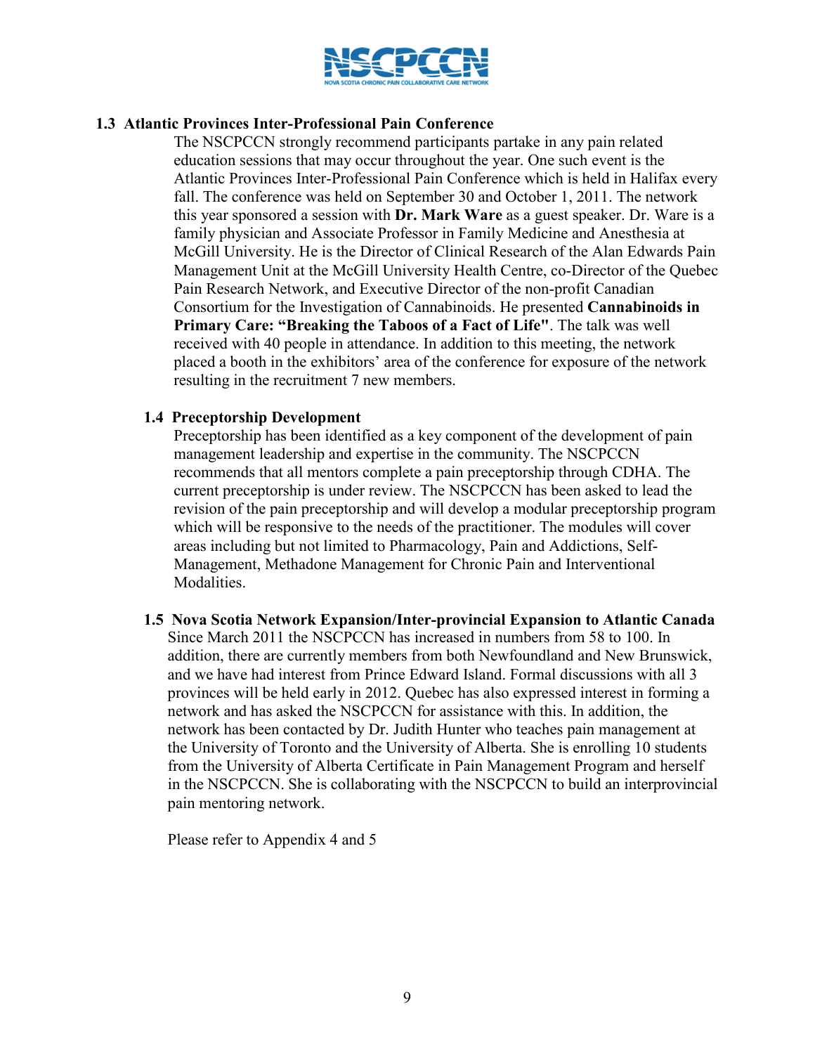### 1.3 Atlantic Provinces Inter-Professional Pain Conference

The NSCPCCN strongly recommend participants partake in any pain related education sessions that may occur throughout the year. One such event is the Atlantic Provinces Inter-Professional Pain Conference which is held in Halifax every fall. The conference was held on September 30 and October 1, 2011. The network this year sponsored a session with **Dr. Mark Ware** as a guest speaker. Dr. Ware is a family physician and Associate Professor in Family Medicine and Anesthesia at McGill University. He is the Director of Clinical Research of the Alan Edwards Pain Management Unit at the McGill University Health Centre, co-Director of the Quebec Pain Research Network, and Executive Director of the non-profit Canadian Consortium for the Investigation of Cannabinoids. He presented **Cannabinoids in Primary Care: "Breaking the Taboos of a Fact of Life"**. The talk was well received with 40 people in attendance. In addition to this meeting, the network placed a booth in the exhibitors' area of the conference for exposure of the network resulting in the recruitment 7 new members.

### 1.4 Preceptorship Development

Preceptorship has been identified as a key component of the development of pain management leadership and expertise in the community. The NSCPCCN recommends that all mentors complete a pain preceptorship through CDHA. The current preceptorship is under review. The NSCPCCN has been asked to lead the revision of the pain preceptorship and will develop a modular preceptorship program which will be responsive to the needs of the practitioner. The modules will cover areas including but not limited to Pharmacology, Pain and Addictions, Self-Management, Methadone Management for Chronic Pain and Interventional Modalities.

### 1.5 Nova Scotia Network Expansion/Inter-provincial Expansion to Atlantic Canada

Since March 2011 the NSCPCCN has increased in numbers from 58 to 100. In addition, there are currently members from both Newfoundland and New Brunswick, and we have had interest from Prince Edward Island. Formal discussions with all 3 provinces will be held early in 2012. Quebec has also expressed interest in forming a network and has asked the NSCPCCN for assistance with this. In addition, the network has been contacted by Dr. Judith Hunter who teaches pain management at the University of Toronto and the University of Alberta. She is enrolling 10 students from the University of Alberta Certificate in Pain Management Program and herself in the NSCPCCN. She is collaborating with the NSCPCCN to build an interprovincial pain mentoring network.

Please refer to Appendix 4 and 5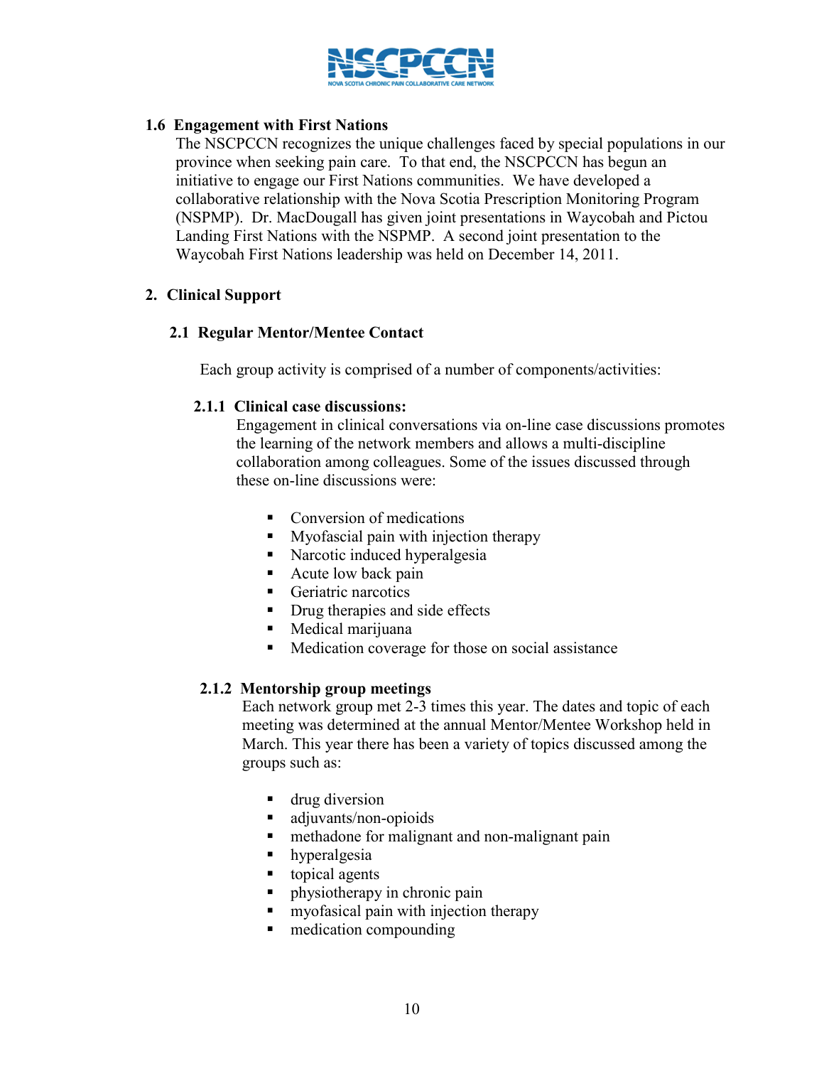### 1.6 Engagement with First Nations

The NSCPCCN recognizes the unique challenges faced by special populations in our province when seeking pain care. To that end, the NSCPCCN has begun an initiative to engage our First Nations communities. We have developed a collaborative relationship with the Nova Scotia Prescription Monitoring Program (NSPMP). Dr. MacDougall has given joint presentations in Waycobah and Pictou Landing First Nations with the NSPMP. A second joint presentation to the Waycobah First Nations leadership was held on December 14, 2011.

## 2. Clinical Support

### 2.1 Regular Mentor/Mentee Contact

Each group activity is comprised of a number of components/activities:

#### 2.1.1 Clinical case discussions:

Engagement in clinical conversations via on-line case discussions promotes the learning of the network members and allows a multi-discipline collaboration among colleagues. Some of the issues discussed through these on-line discussions were:

- Conversion of medications
- Myofascial pain with injection therapy
- Narcotic induced hyperalgesia
- Acute low back pain
- Geriatric narcotics
- Drug therapies and side effects
- Medical marijuana
- Medication coverage for those on social assistance

#### 2.1.2 Mentorship group meetings

Each network group met 2-3 times this year. The dates and topic of each meeting was determined at the annual Mentor/Mentee Workshop held in March. This year there has been a variety of topics discussed among the groups such as:

- drug diversion
- adjuvants/non-opioids
- methadone for malignant and non-malignant pain
- hyperalgesia
- topical agents
- physiotherapy in chronic pain
- myofasical pain with injection therapy
- medication compounding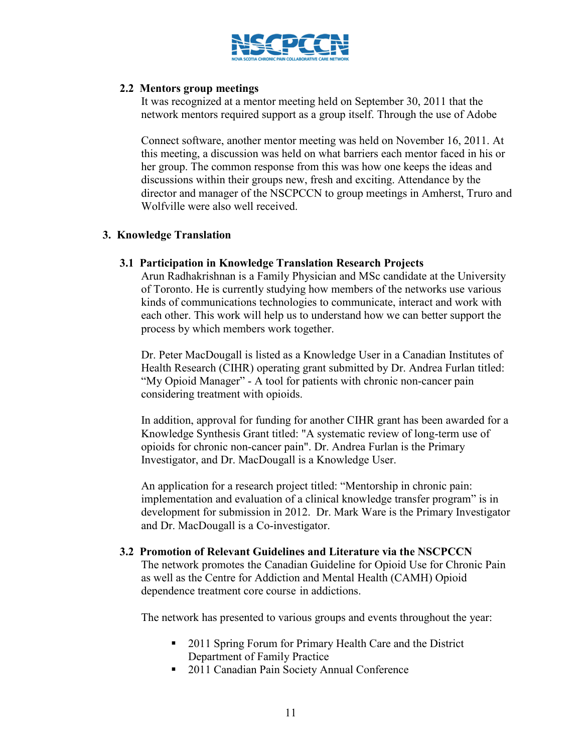### 2.2 Mentors group meetings

It was recognized at a mentor meeting held on September 30, 2011 that the network mentors required support as a group itself. Through the use of Adobe Connect software, another mentor meeting was held on November 16, 2011. At this meeting, a discussion was held on what barriers each mentor faced in his or her group. The common response from this was how one keeps the ideas and discussions within their groups new, fresh and exciting. Attendance by the director and manager of the NSCPCCN to group meetings in Amherst, Truro and Wolfville were also well received.

## 3. Knowledge Translation

### 3.1 Participation in Knowledge Translation Research Projects

Arun Radhakrishnan is a Family Physician and MSc candidate at the University of Toronto. He is currently studying how members of the networks use various kinds of communications technologies to communicate, interact and work with each other. This work will help us to understand how we can better support the process by which members work together.

Dr. Peter MacDougall is listed as a Knowledge User in a Canadian Institutes of Health Research (CIHR) operating grant submitted by Dr. Andrea Furlan titled: "My Opioid Manager" - A tool for patients with chronic non-cancer pain considering treatment with opioids.

In addition, approval for funding for another CIHR grant has been awarded for a Knowledge Synthesis Grant titled: "A systematic review of long-term use of opioids for chronic non-cancer pain". Dr. Andrea Furlan is the Primary Investigator, and Dr. MacDougall is a Knowledge User.

An application for a research project titled: "Mentorship in chronic pain: implementation and evaluation of a clinical knowledge transfer program" is in development for submission in 2012. Dr. Mark Ware is the Primary Investigator and Dr. MacDougall is a Co-investigator.

### 3.2 Promotion of Relevant Guidelines and Literature via the NSCPCCN

The network promotes the Canadian Guideline for Opioid Use for Chronic Pain as well as the Centre for Addiction and Mental Health (CAMH) Opioid dependence treatment core course in addictions.

The network has presented to various groups and events throughout the year:

- 2011 Spring Forum for Primary Health Care and the District Department of Family Practice
- 2011 Canadian Pain Society Annual Conference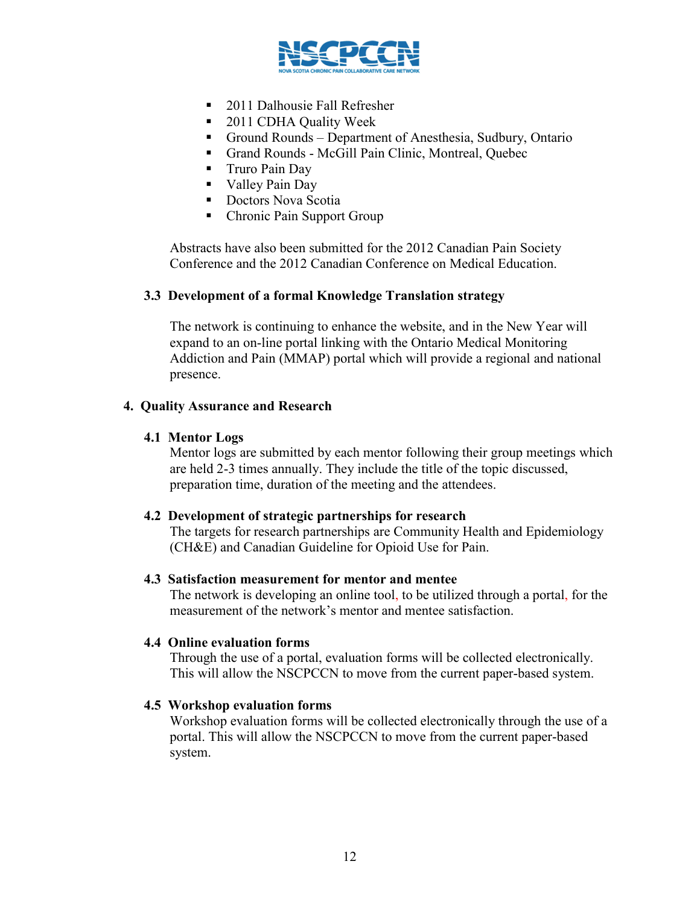- 2011 Dalhousie Fall Refresher
- 2011 CDHA Quality Week
- Ground Rounds – Department of Anesthesia, Sudbury, Ontario
- Grand Rounds - McGill Pain Clinic, Montreal, Quebec
- Truro Pain Day
- Valley Pain Day
- Doctors Nova Scotia
- Chronic Pain Support Group

Abstracts have also been submitted for the 2012 Canadian Pain Society Conference and the 2012 Canadian Conference on Medical Education.

### 3.3 Development of a formal Knowledge Translation strategy

The network is continuing to enhance the website, and in the New Year will expand to an on-line portal linking with the Ontario Medical Monitoring Addiction and Pain (MMAP) portal which will provide a regional and national presence.

## 4. Quality Assurance and Research

### 4.1 Mentor Logs

Mentor logs are submitted by each mentor following their group meetings which are held 2-3 times annually. They include the title of the topic discussed, preparation time, duration of the meeting and the attendees.

### 4.2 Development of strategic partnerships for research

The targets for research partnerships are Community Health and Epidemiology (CH&E) and Canadian Guideline for Opioid Use for Pain.

### 4.3 Satisfaction measurement for mentor and mentee

The network is developing an online tool, to be utilized through a portal, for the measurement of the network's mentor and mentee satisfaction.

### 4.4 Online evaluation forms

Through the use of a portal, evaluation forms will be collected electronically. This will allow the NSCPCCN to move from the current paper-based system.

### 4.5 Workshop evaluation forms

Workshop evaluation forms will be collected electronically through the use of a portal. This will allow the NSCPCCN to move from the current paper-based system.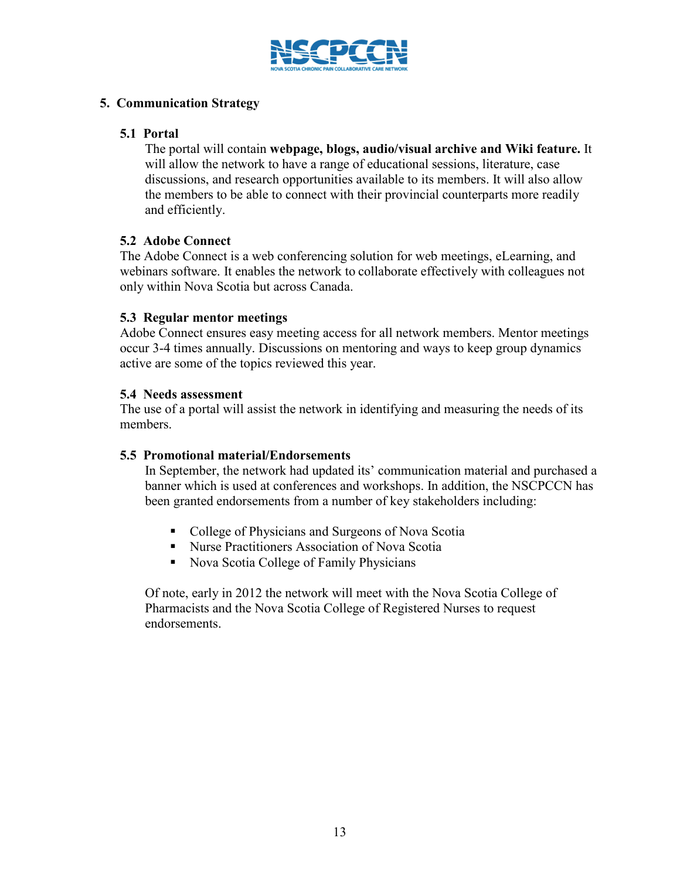## 5. Communication Strategy

### 5.1 Portal

The portal will contain **webpage, blogs, audio/visual archive and Wiki feature.** It will allow the network to have a range of educational sessions, literature, case discussions, and research opportunities available to its members. It will also allow the members to be able to connect with their provincial counterparts more readily and efficiently.

### 5.2 Adobe Connect

The Adobe Connect is a web conferencing solution for web meetings, eLearning, and webinars software. It enables the network to collaborate effectively with colleagues not only within Nova Scotia but across Canada.

### 5.3 Regular mentor meetings

Adobe Connect ensures easy meeting access for all network members. Mentor meetings occur 3-4 times annually. Discussions on mentoring and ways to keep group dynamics active are some of the topics reviewed this year.

### 5.4 Needs assessment

The use of a portal will assist the network in identifying and measuring the needs of its members.

### 5.5 Promotional material/Endorsements

In September, the network had updated its' communication material and purchased a banner which is used at conferences and workshops. In addition, the NSCPCCN has been granted endorsements from a number of key stakeholders including:

- College of Physicians and Surgeons of Nova Scotia
- Nurse Practitioners Association of Nova Scotia
- Nova Scotia College of Family Physicians

Of note, early in 2012 the network will meet with the Nova Scotia College of Pharmacists and the Nova Scotia College of Registered Nurses to request endorsements.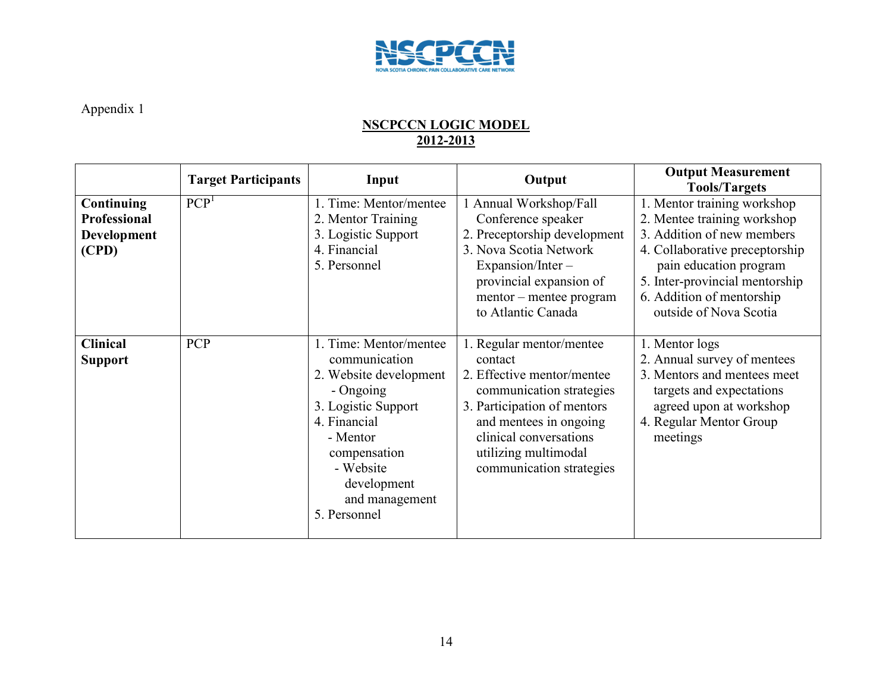NSCPCCN
NOVA SCOTIA CHRONIC PAIN COLLABORATIVE CARE NETWORK

Appendix 1

**NSCPCCN LOGIC MODEL**
**2012-2013**

| | Target Participants | Input | Output | Output Measurement Tools/Targets |
|---|---|---|---|---|
| **Continuing Professional Development (CPD)** | PCP[1] | 1. Time: Mentor/mentee<br>2. Mentor Training<br>3. Logistic Support<br>4. Financial<br>5. Personnel | 1 Annual Workshop/Fall Conference speaker<br>2. Preceptorship development<br>3. Nova Scotia Network Expansion/Inter – provincial expansion of mentor – mentee program to Atlantic Canada | 1. Mentor training workshop<br>2. Mentee training workshop<br>3. Addition of new members<br>4. Collaborative preceptorship pain education program<br>5. Inter-provincial mentorship<br>6. Addition of mentorship outside of Nova Scotia |
| **Clinical Support** | PCP | 1. Time: Mentor/mentee communication<br>2. Website development - Ongoing<br>3. Logistic Support<br>4. Financial - Mentor compensation - Website development and management<br>5. Personnel | 1. Regular mentor/mentee contact<br>2. Effective mentor/mentee communication strategies<br>3. Participation of mentors and mentees in ongoing clinical conversations utilizing multimodal communication strategies | 1. Mentor logs<br>2. Annual survey of mentees<br>3. Mentors and mentees meet targets and expectations agreed upon at workshop<br>4. Regular Mentor Group meetings |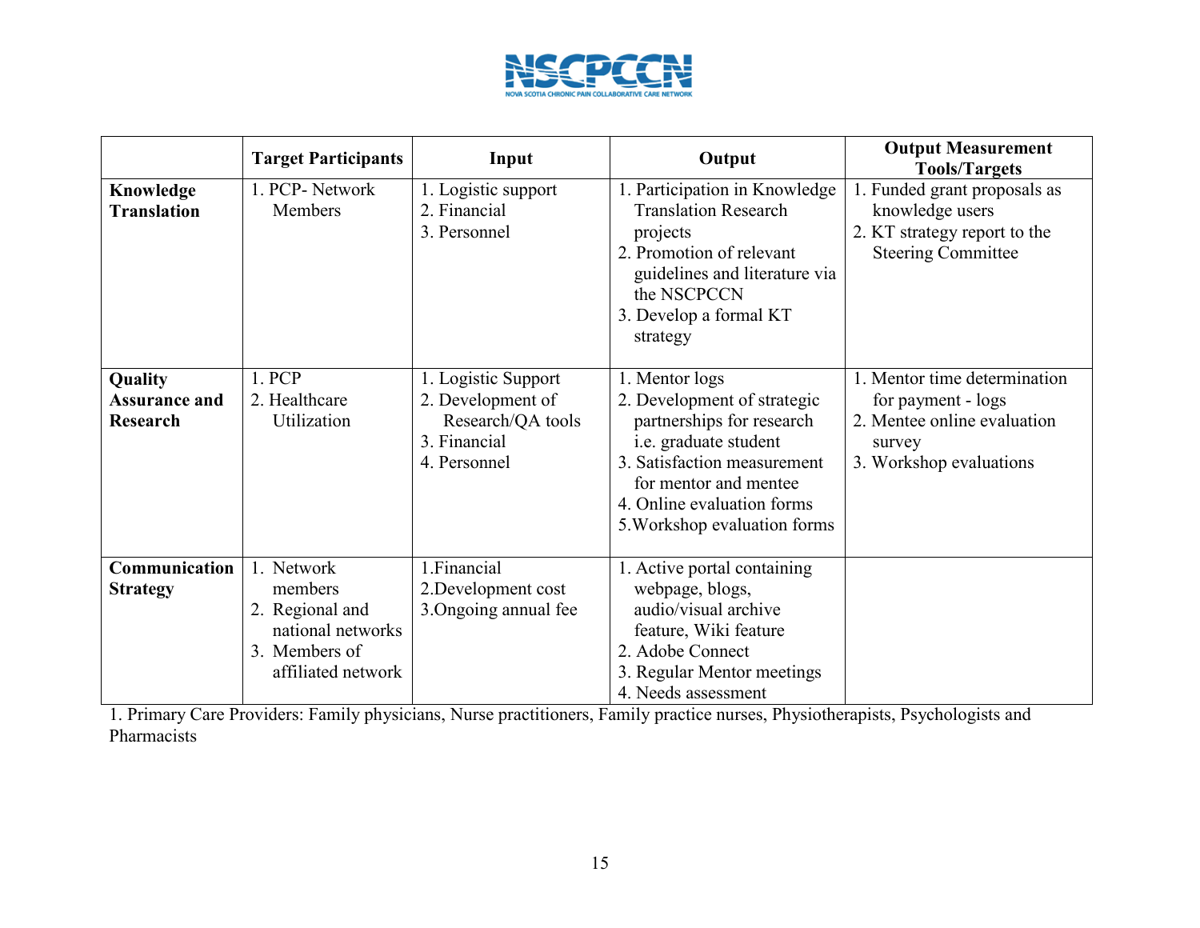|  | Target Participants | Input | Output | Output Measurement Tools/Targets |
|---|---|---|---|---|
| **Knowledge Translation** | 1. PCP- Network Members | 1. Logistic support<br>2. Financial<br>3. Personnel | 1. Participation in Knowledge Translation Research projects<br>2. Promotion of relevant guidelines and literature via the NSCPCCN<br>3. Develop a formal KT strategy | 1. Funded grant proposals as knowledge users<br>2. KT strategy report to the Steering Committee |
| **Quality Assurance and Research** | 1. PCP<br>2. Healthcare Utilization | 1. Logistic Support<br>2. Development of Research/QA tools<br>3. Financial<br>4. Personnel | 1. Mentor logs<br>2. Development of strategic partnerships for research i.e. graduate student<br>3. Satisfaction measurement for mentor and mentee<br>4. Online evaluation forms<br>5. Workshop evaluation forms | 1. Mentor time determination for payment - logs<br>2. Mentee online evaluation survey<br>3. Workshop evaluations |
| **Communication Strategy** | 1. Network members<br>2. Regional and national networks<br>3. Members of affiliated network | 1. Financial<br>2. Development cost<br>3. Ongoing annual fee | 1. Active portal containing webpage, blogs, audio/visual archive feature, Wiki feature<br>2. Adobe Connect<br>3. Regular Mentor meetings<br>4. Needs assessment |  |

1. Primary Care Providers: Family physicians, Nurse practitioners, Family practice nurses, Physiotherapists, Psychologists and Pharmacists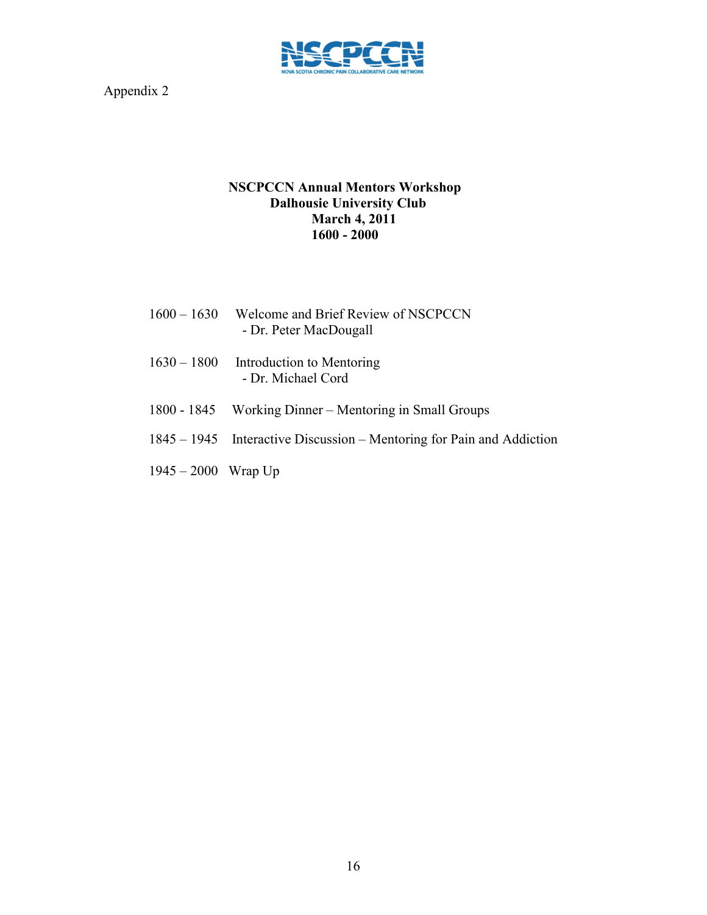Appendix 2

**NSCPCCN Annual Mentors Workshop**
**Dalhousie University Club**
**March 4, 2011**
**1600 - 2000**

1600 – 1630 Welcome and Brief Review of NSCPCCN
- Dr. Peter MacDougall

1630 – 1800 Introduction to Mentoring
- Dr. Michael Cord

1800 - 1845 Working Dinner – Mentoring in Small Groups

1845 – 1945 Interactive Discussion – Mentoring for Pain and Addiction

1945 – 2000 Wrap Up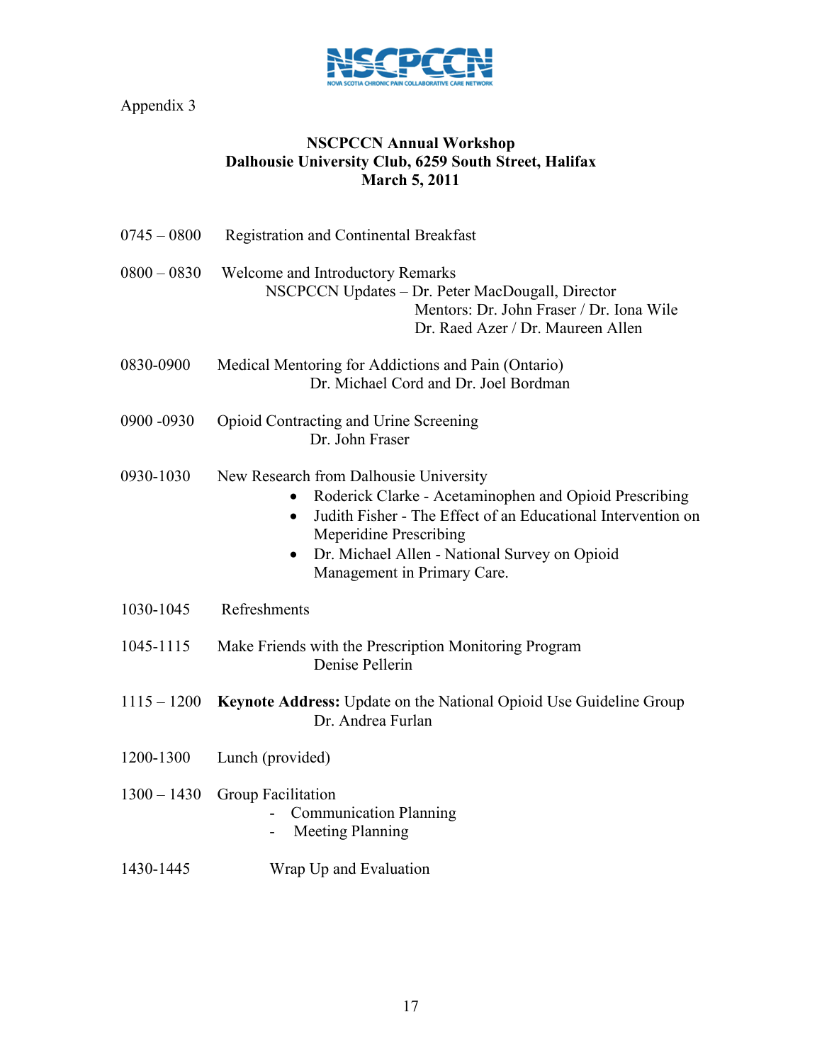NSCPCCN

NOVA SCOTIA CHRONIC PAIN COLLABORATIVE CARE NETWORK

Appendix 3

**NSCPCCN Annual Workshop**
**Dalhousie University Club, 6259 South Street, Halifax**
**March 5, 2011**

0745 – 0800 Registration and Continental Breakfast

0800 – 0830 Welcome and Introductory Remarks
NSCPCCN Updates – Dr. Peter MacDougall, Director
Mentors: Dr. John Fraser / Dr. Iona Wile
Dr. Raed Azer / Dr. Maureen Allen

0830-0900 Medical Mentoring for Addictions and Pain (Ontario)
Dr. Michael Cord and Dr. Joel Bordman

0900 -0930 Opioid Contracting and Urine Screening
Dr. John Fraser

0930-1030 New Research from Dalhousie University

- Roderick Clarke - Acetaminophen and Opioid Prescribing
- Judith Fisher - The Effect of an Educational Intervention on Meperidine Prescribing
- Dr. Michael Allen - National Survey on Opioid Management in Primary Care.

1030-1045 Refreshments

1045-1115 Make Friends with the Prescription Monitoring Program
Denise Pellerin

1115 – 1200 **Keynote Address:** Update on the National Opioid Use Guideline Group
Dr. Andrea Furlan

1200-1300 Lunch (provided)

1300 – 1430 Group Facilitation

- Communication Planning
- Meeting Planning

1430-1445 Wrap Up and Evaluation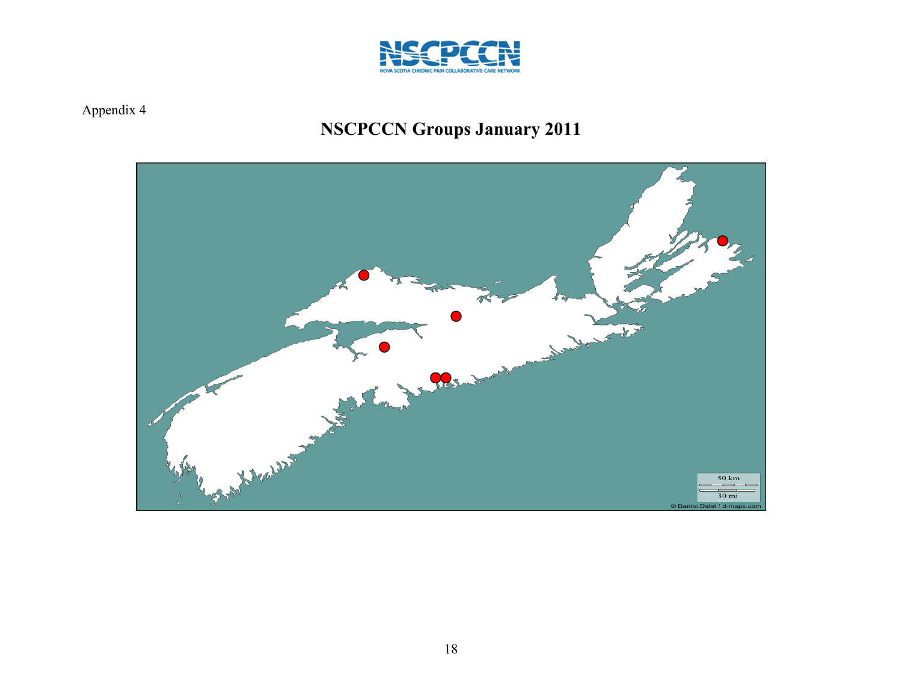Appendix 4

# NSCPCCN Groups January 2011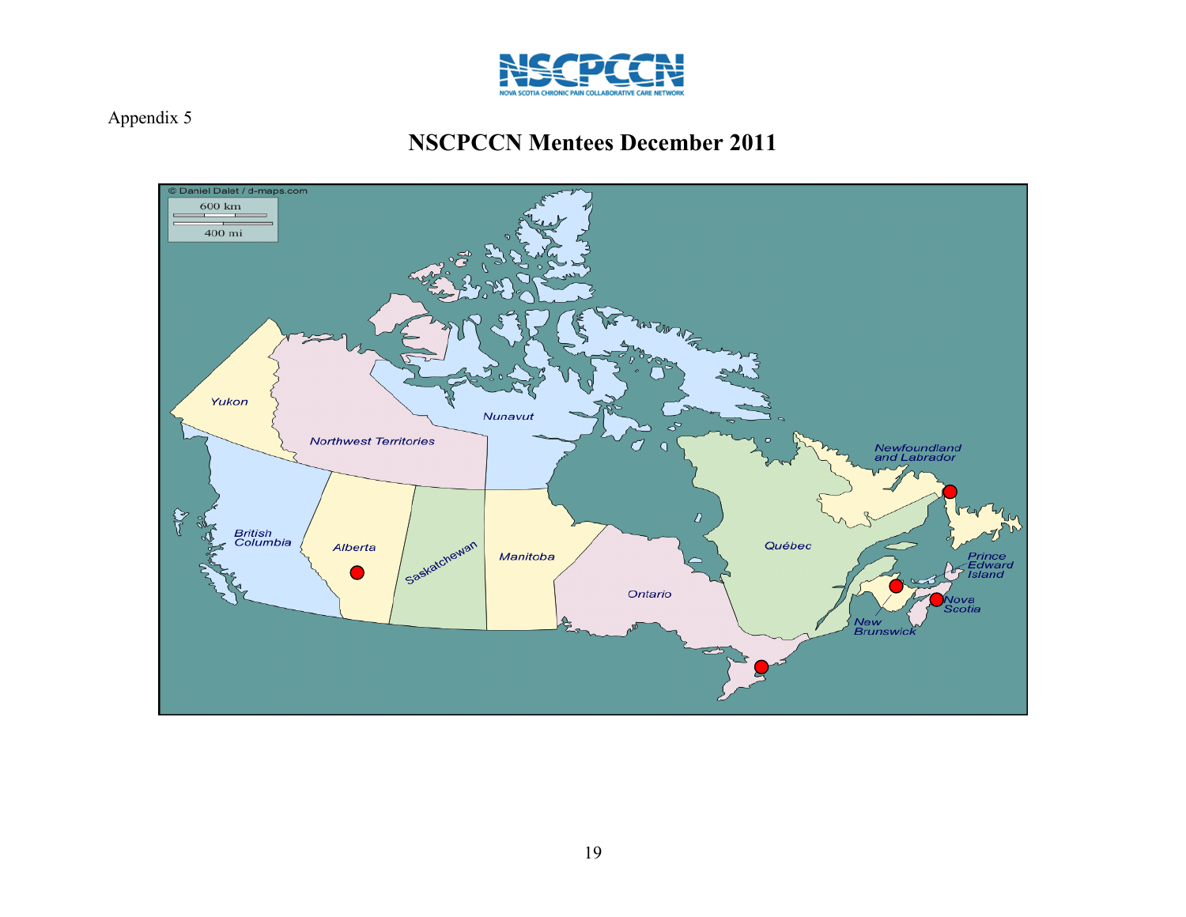NSCPCCN

NOVA SCOTIA CHRONIC PAIN COLLABORATIVE CARE NETWORK

Appendix 5

# NSCPCCN Mentees December 2011

© Daniel Dalet / d-maps.com

600 km

400 mi

Yukon

Northwest Territories

Nunavut

British Columbia

Alberta

Saskatchewan

Manitoba

Ontario

Québec

Newfoundland and Labrador

Prince Edward Island

Nova Scotia

New Brunswick